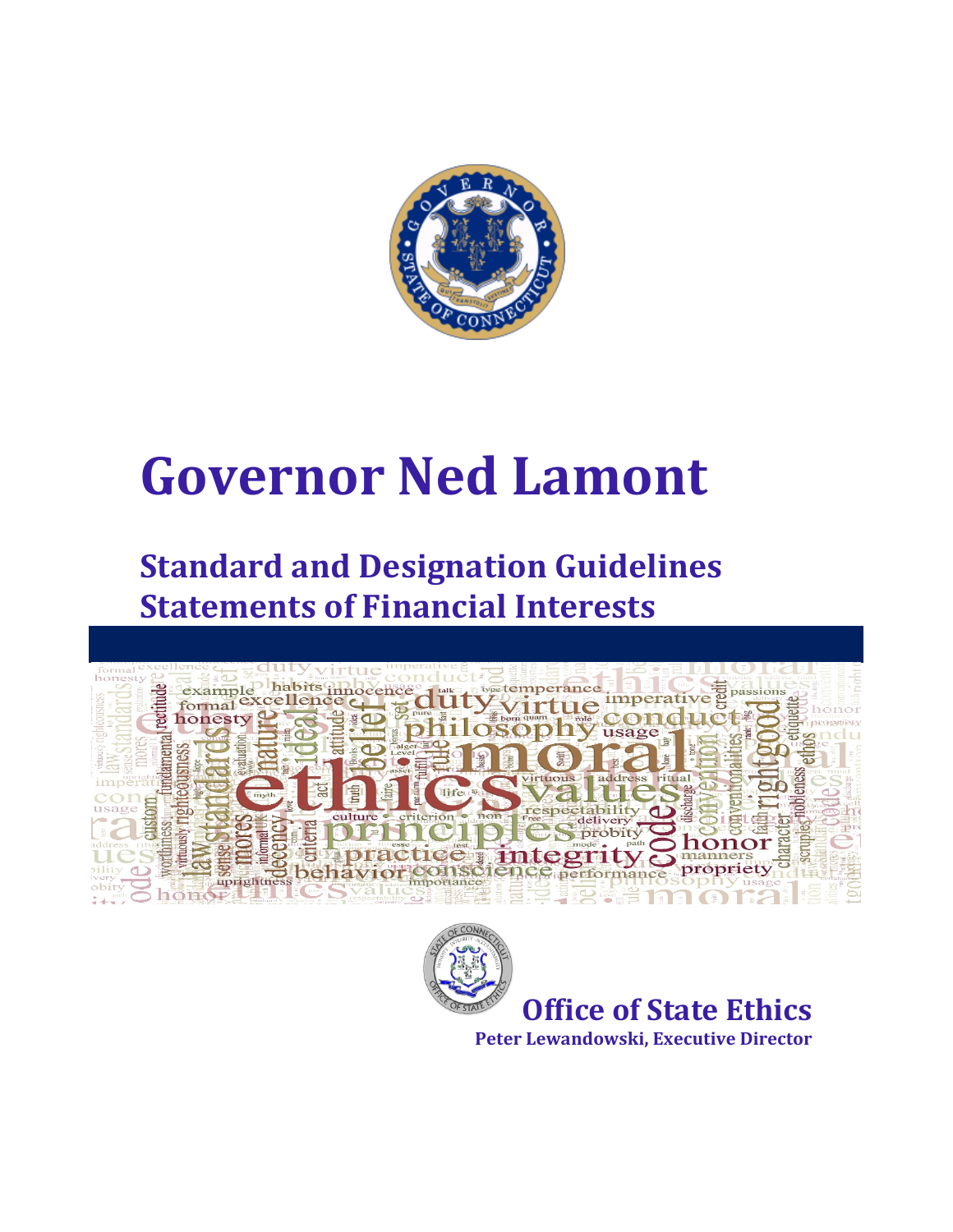# Governor Ned Lamont

## Standard and Designation Guidelines
## Statements of Financial Interests

**Office of State Ethics**

**Peter Lewandowski, Executive Director**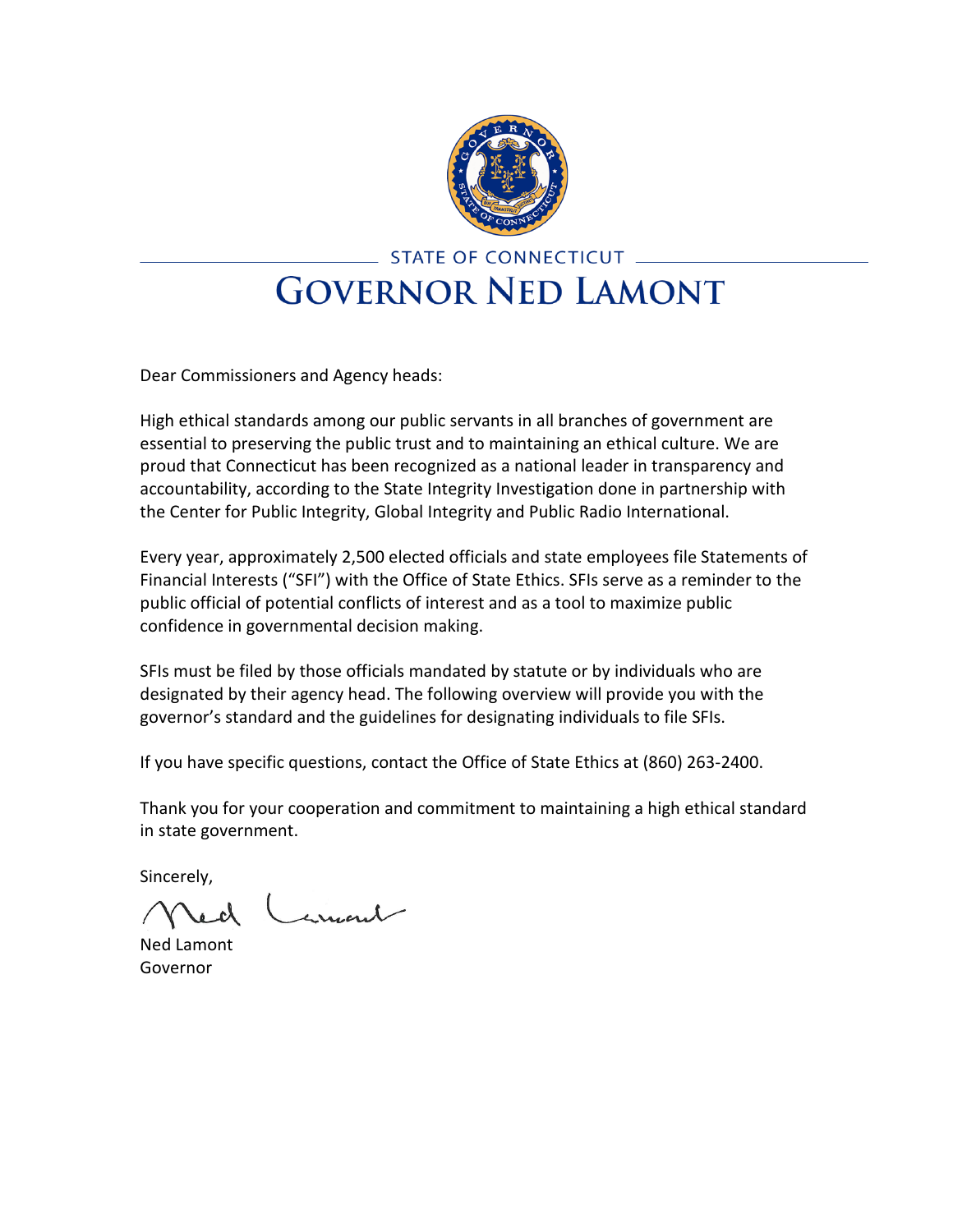STATE OF CONNECTICUT

# GOVERNOR NED LAMONT

Dear Commissioners and Agency heads:

High ethical standards among our public servants in all branches of government are essential to preserving the public trust and to maintaining an ethical culture. We are proud that Connecticut has been recognized as a national leader in transparency and accountability, according to the State Integrity Investigation done in partnership with the Center for Public Integrity, Global Integrity and Public Radio International.

Every year, approximately 2,500 elected officials and state employees file Statements of Financial Interests ("SFI") with the Office of State Ethics. SFIs serve as a reminder to the public official of potential conflicts of interest and as a tool to maximize public confidence in governmental decision making.

SFIs must be filed by those officials mandated by statute or by individuals who are designated by their agency head. The following overview will provide you with the governor's standard and the guidelines for designating individuals to file SFIs.

If you have specific questions, contact the Office of State Ethics at (860) 263-2400.

Thank you for your cooperation and commitment to maintaining a high ethical standard in state government.

Sincerely,

Ned Lamont
Governor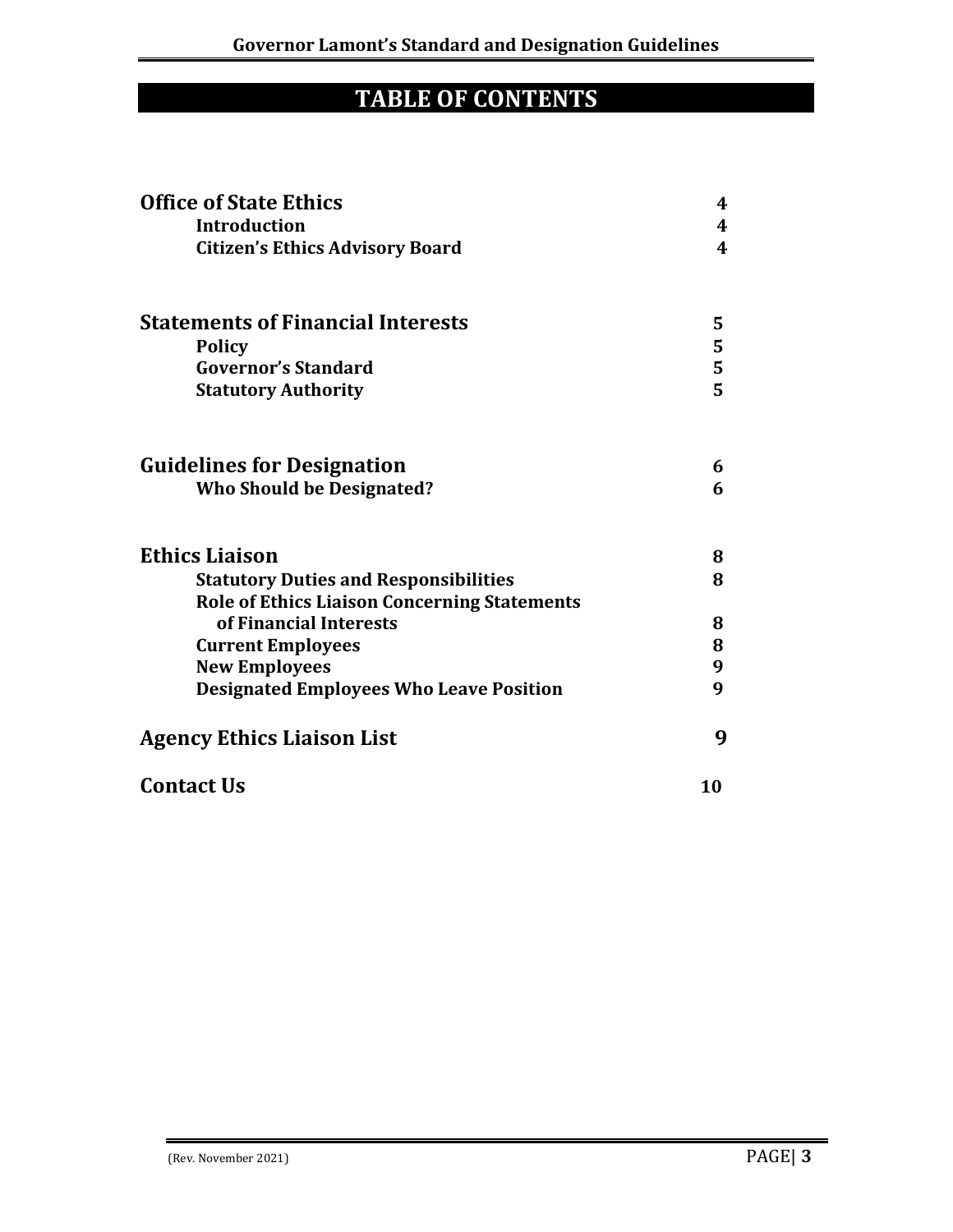# TABLE OF CONTENTS

| Section | Page |
|---|---|
| **Office of State Ethics** | **4** |
| **Introduction** | **4** |
| **Citizen's Ethics Advisory Board** | **4** |
| **Statements of Financial Interests** | **5** |
| **Policy** | **5** |
| **Governor's Standard** | **5** |
| **Statutory Authority** | **5** |
| **Guidelines for Designation** | **6** |
| **Who Should be Designated?** | **6** |
| **Ethics Liaison** | **8** |
| **Statutory Duties and Responsibilities** | **8** |
| **Role of Ethics Liaison Concerning Statements of Financial Interests** | **8** |
| **Current Employees** | **8** |
| **New Employees** | **9** |
| **Designated Employees Who Leave Position** | **9** |
| **Agency Ethics Liaison List** | **9** |
| **Contact Us** | **10** |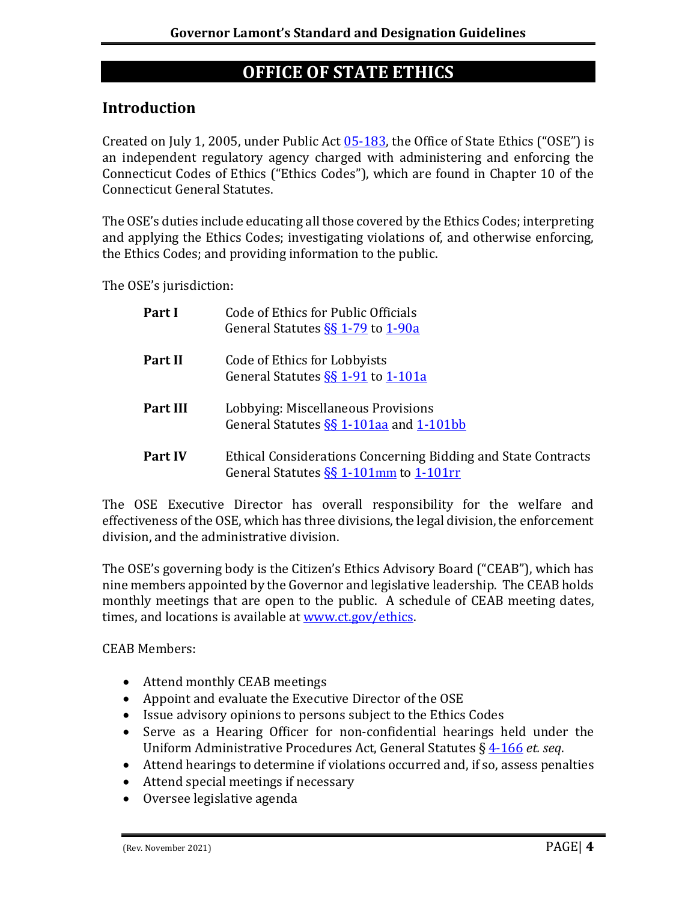# OFFICE OF STATE ETHICS

## Introduction

Created on July 1, 2005, under Public Act 05-183, the Office of State Ethics ("OSE") is an independent regulatory agency charged with administering and enforcing the Connecticut Codes of Ethics ("Ethics Codes"), which are found in Chapter 10 of the Connecticut General Statutes.

The OSE's duties include educating all those covered by the Ethics Codes; interpreting and applying the Ethics Codes; investigating violations of, and otherwise enforcing, the Ethics Codes; and providing information to the public.

The OSE's jurisdiction:

| | |
|---|---|
| **Part I** | Code of Ethics for Public Officials<br>General Statutes §§ 1-79 to 1-90a |
| **Part II** | Code of Ethics for Lobbyists<br>General Statutes §§ 1-91 to 1-101a |
| **Part III** | Lobbying: Miscellaneous Provisions<br>General Statutes §§ 1-101aa and 1-101bb |
| **Part IV** | Ethical Considerations Concerning Bidding and State Contracts<br>General Statutes §§ 1-101mm to 1-101rr |

The OSE Executive Director has overall responsibility for the welfare and effectiveness of the OSE, which has three divisions, the legal division, the enforcement division, and the administrative division.

The OSE's governing body is the Citizen's Ethics Advisory Board ("CEAB"), which has nine members appointed by the Governor and legislative leadership. The CEAB holds monthly meetings that are open to the public. A schedule of CEAB meeting dates, times, and locations is available at www.ct.gov/ethics.

CEAB Members:

- Attend monthly CEAB meetings
- Appoint and evaluate the Executive Director of the OSE
- Issue advisory opinions to persons subject to the Ethics Codes
- Serve as a Hearing Officer for non-confidential hearings held under the Uniform Administrative Procedures Act, General Statutes § 4-166 *et. seq*.
- Attend hearings to determine if violations occurred and, if so, assess penalties
- Attend special meetings if necessary
- Oversee legislative agenda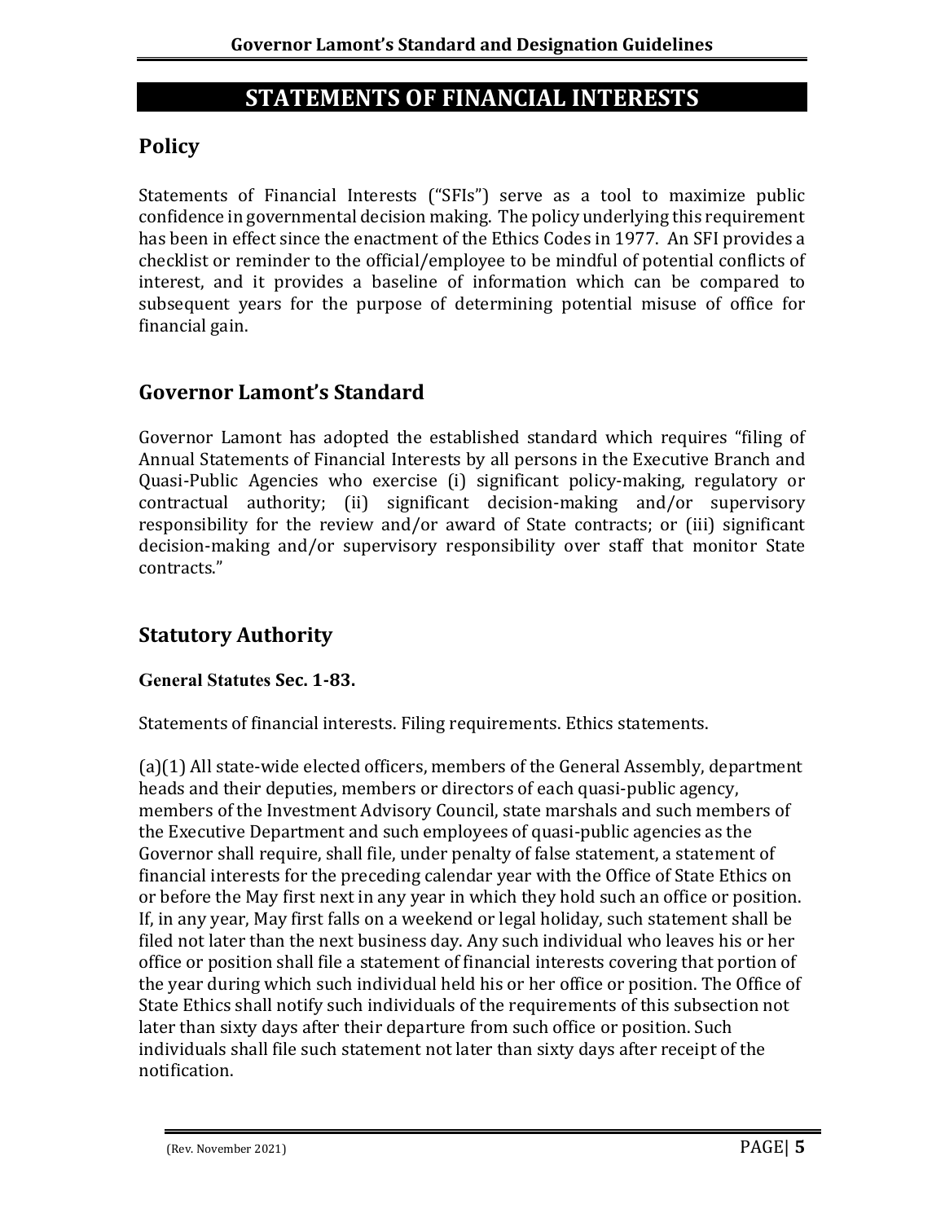# STATEMENTS OF FINANCIAL INTERESTS

## Policy

Statements of Financial Interests ("SFIs") serve as a tool to maximize public confidence in governmental decision making. The policy underlying this requirement has been in effect since the enactment of the Ethics Codes in 1977. An SFI provides a checklist or reminder to the official/employee to be mindful of potential conflicts of interest, and it provides a baseline of information which can be compared to subsequent years for the purpose of determining potential misuse of office for financial gain.

## Governor Lamont's Standard

Governor Lamont has adopted the established standard which requires "filing of Annual Statements of Financial Interests by all persons in the Executive Branch and Quasi-Public Agencies who exercise (i) significant policy-making, regulatory or contractual authority; (ii) significant decision-making and/or supervisory responsibility for the review and/or award of State contracts; or (iii) significant decision-making and/or supervisory responsibility over staff that monitor State contracts."

## Statutory Authority

### General Statutes Sec. 1-83.

Statements of financial interests. Filing requirements. Ethics statements.

(a)(1) All state-wide elected officers, members of the General Assembly, department heads and their deputies, members or directors of each quasi-public agency, members of the Investment Advisory Council, state marshals and such members of the Executive Department and such employees of quasi-public agencies as the Governor shall require, shall file, under penalty of false statement, a statement of financial interests for the preceding calendar year with the Office of State Ethics on or before the May first next in any year in which they hold such an office or position. If, in any year, May first falls on a weekend or legal holiday, such statement shall be filed not later than the next business day. Any such individual who leaves his or her office or position shall file a statement of financial interests covering that portion of the year during which such individual held his or her office or position. The Office of State Ethics shall notify such individuals of the requirements of this subsection not later than sixty days after their departure from such office or position. Such individuals shall file such statement not later than sixty days after receipt of the notification.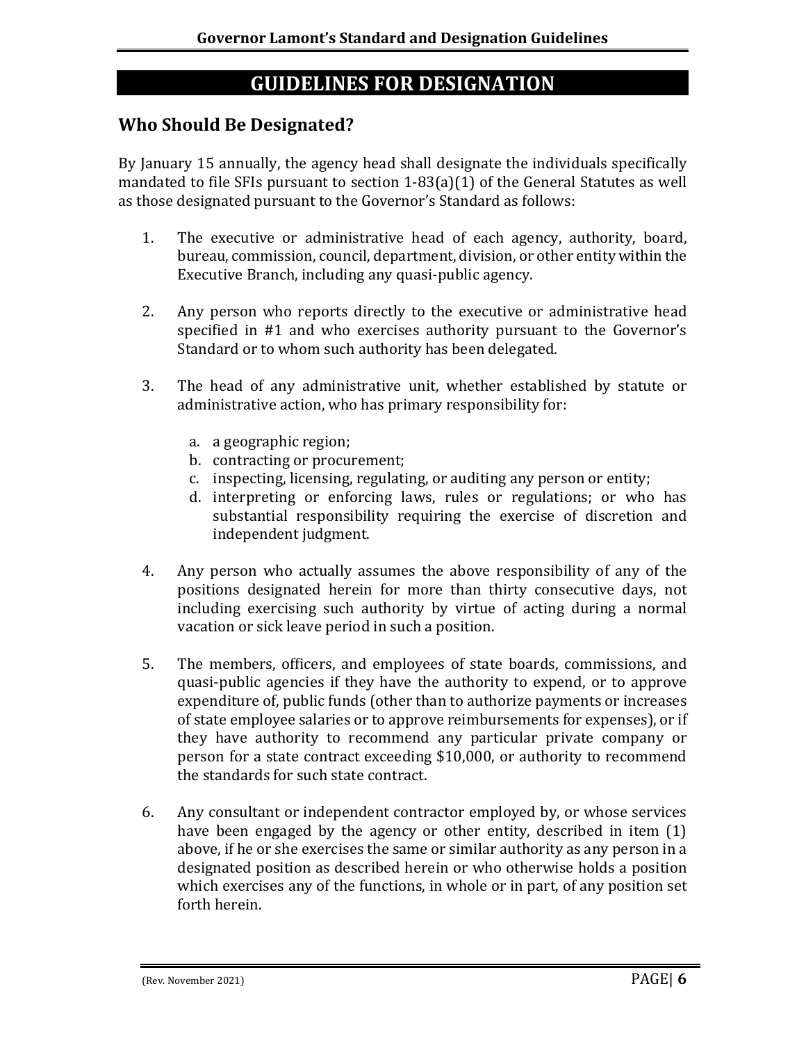# GUIDELINES FOR DESIGNATION

## Who Should Be Designated?

By January 15 annually, the agency head shall designate the individuals specifically mandated to file SFIs pursuant to section 1-83(a)(1) of the General Statutes as well as those designated pursuant to the Governor's Standard as follows:

1. The executive or administrative head of each agency, authority, board, bureau, commission, council, department, division, or other entity within the Executive Branch, including any quasi-public agency.

2. Any person who reports directly to the executive or administrative head specified in #1 and who exercises authority pursuant to the Governor's Standard or to whom such authority has been delegated.

3. The head of any administrative unit, whether established by statute or administrative action, who has primary responsibility for:

   a. a geographic region;
   b. contracting or procurement;
   c. inspecting, licensing, regulating, or auditing any person or entity;
   d. interpreting or enforcing laws, rules or regulations; or who has substantial responsibility requiring the exercise of discretion and independent judgment.

4. Any person who actually assumes the above responsibility of any of the positions designated herein for more than thirty consecutive days, not including exercising such authority by virtue of acting during a normal vacation or sick leave period in such a position.

5. The members, officers, and employees of state boards, commissions, and quasi-public agencies if they have the authority to expend, or to approve expenditure of, public funds (other than to authorize payments or increases of state employee salaries or to approve reimbursements for expenses), or if they have authority to recommend any particular private company or person for a state contract exceeding $10,000, or authority to recommend the standards for such state contract.

6. Any consultant or independent contractor employed by, or whose services have been engaged by the agency or other entity, described in item (1) above, if he or she exercises the same or similar authority as any person in a designated position as described herein or who otherwise holds a position which exercises any of the functions, in whole or in part, of any position set forth herein.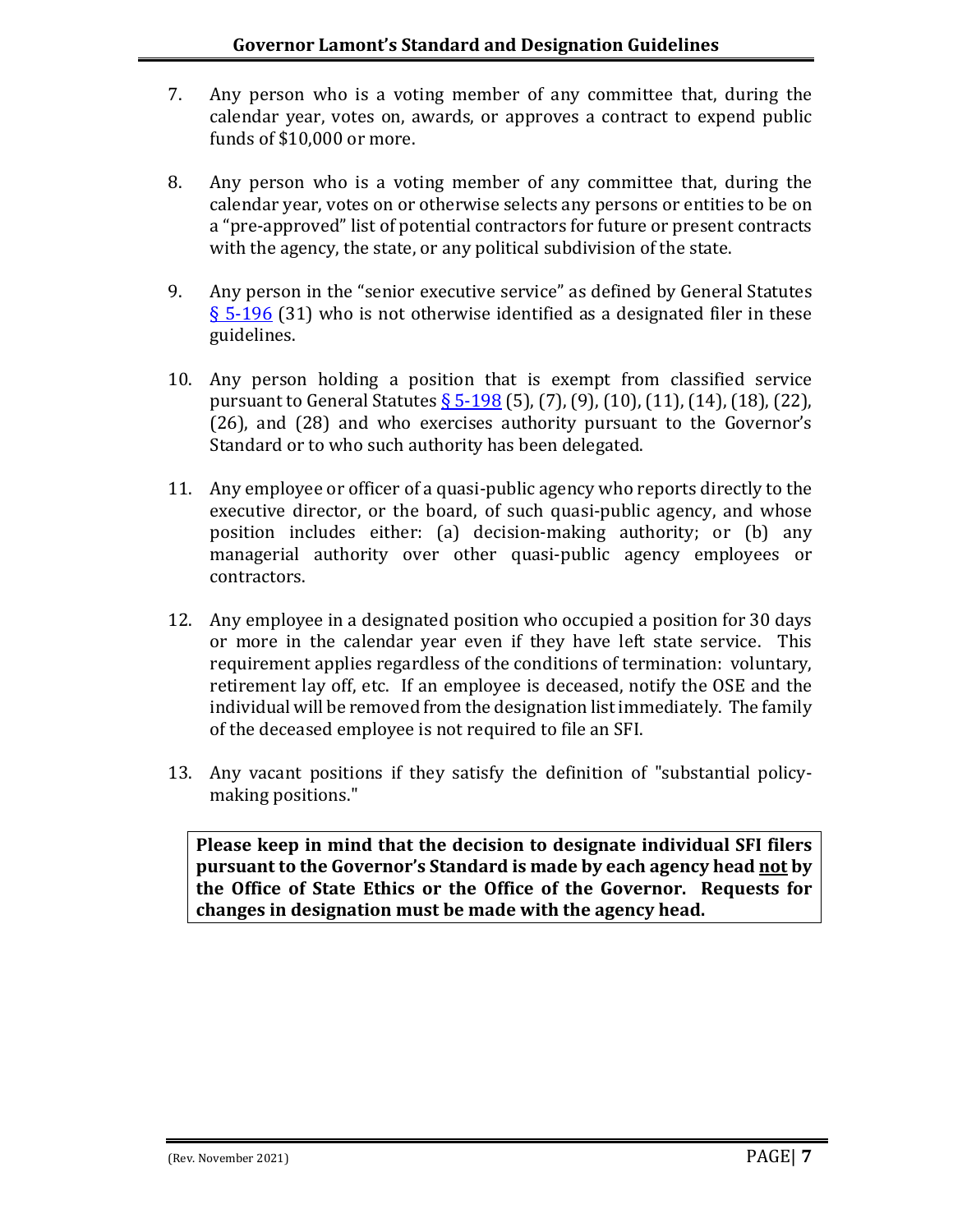7. Any person who is a voting member of any committee that, during the calendar year, votes on, awards, or approves a contract to expend public funds of $10,000 or more.

8. Any person who is a voting member of any committee that, during the calendar year, votes on or otherwise selects any persons or entities to be on a "pre-approved" list of potential contractors for future or present contracts with the agency, the state, or any political subdivision of the state.

9. Any person in the "senior executive service" as defined by General Statutes [§ 5-196](#) (31) who is not otherwise identified as a designated filer in these guidelines.

10. Any person holding a position that is exempt from classified service pursuant to General Statutes [§ 5-198](#) (5), (7), (9), (10), (11), (14), (18), (22), (26), and (28) and who exercises authority pursuant to the Governor's Standard or to who such authority has been delegated.

11. Any employee or officer of a quasi-public agency who reports directly to the executive director, or the board, of such quasi-public agency, and whose position includes either: (a) decision-making authority; or (b) any managerial authority over other quasi-public agency employees or contractors.

12. Any employee in a designated position who occupied a position for 30 days or more in the calendar year even if they have left state service. This requirement applies regardless of the conditions of termination: voluntary, retirement lay off, etc. If an employee is deceased, notify the OSE and the individual will be removed from the designation list immediately. The family of the deceased employee is not required to file an SFI.

13. Any vacant positions if they satisfy the definition of "substantial policy-making positions."

**Please keep in mind that the decision to designate individual SFI filers pursuant to the Governor's Standard is made by each agency head <u>not</u> by the Office of State Ethics or the Office of the Governor. Requests for changes in designation must be made with the agency head.**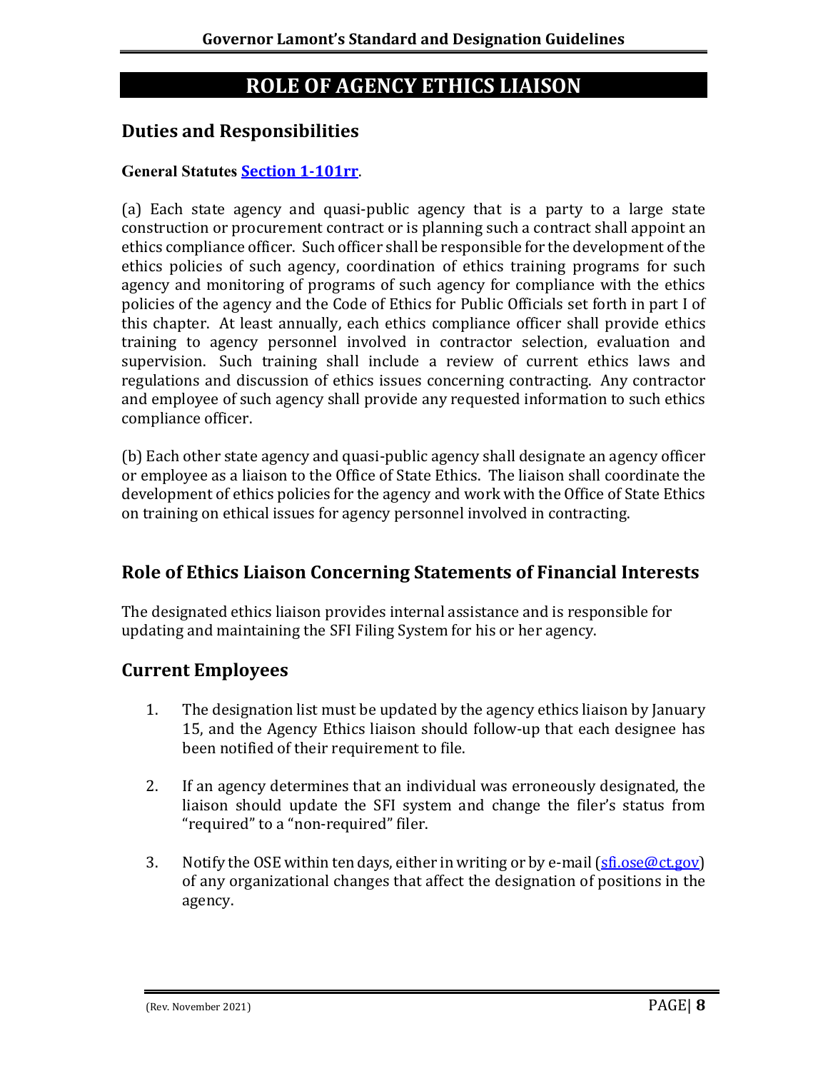# ROLE OF AGENCY ETHICS LIAISON

## Duties and Responsibilities

**General Statutes [Section 1-101rr](#).**

(a) Each state agency and quasi-public agency that is a party to a large state construction or procurement contract or is planning such a contract shall appoint an ethics compliance officer. Such officer shall be responsible for the development of the ethics policies of such agency, coordination of ethics training programs for such agency and monitoring of programs of such agency for compliance with the ethics policies of the agency and the Code of Ethics for Public Officials set forth in part I of this chapter. At least annually, each ethics compliance officer shall provide ethics training to agency personnel involved in contractor selection, evaluation and supervision. Such training shall include a review of current ethics laws and regulations and discussion of ethics issues concerning contracting. Any contractor and employee of such agency shall provide any requested information to such ethics compliance officer.

(b) Each other state agency and quasi-public agency shall designate an agency officer or employee as a liaison to the Office of State Ethics. The liaison shall coordinate the development of ethics policies for the agency and work with the Office of State Ethics on training on ethical issues for agency personnel involved in contracting.

## Role of Ethics Liaison Concerning Statements of Financial Interests

The designated ethics liaison provides internal assistance and is responsible for updating and maintaining the SFI Filing System for his or her agency.

## Current Employees

1. The designation list must be updated by the agency ethics liaison by January 15, and the Agency Ethics liaison should follow-up that each designee has been notified of their requirement to file.

2. If an agency determines that an individual was erroneously designated, the liaison should update the SFI system and change the filer's status from "required" to a "non-required" filer.

3. Notify the OSE within ten days, either in writing or by e-mail (sfi.ose@ct.gov) of any organizational changes that affect the designation of positions in the agency.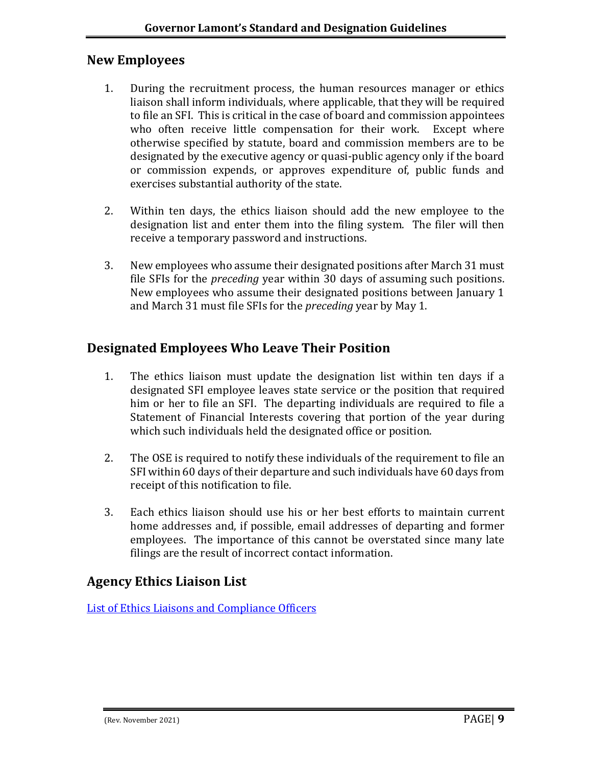## New Employees

1. During the recruitment process, the human resources manager or ethics liaison shall inform individuals, where applicable, that they will be required to file an SFI. This is critical in the case of board and commission appointees who often receive little compensation for their work. Except where otherwise specified by statute, board and commission members are to be designated by the executive agency or quasi-public agency only if the board or commission expends, or approves expenditure of, public funds and exercises substantial authority of the state.

2. Within ten days, the ethics liaison should add the new employee to the designation list and enter them into the filing system. The filer will then receive a temporary password and instructions.

3. New employees who assume their designated positions after March 31 must file SFIs for the *preceding* year within 30 days of assuming such positions. New employees who assume their designated positions between January 1 and March 31 must file SFIs for the *preceding* year by May 1.

## Designated Employees Who Leave Their Position

1. The ethics liaison must update the designation list within ten days if a designated SFI employee leaves state service or the position that required him or her to file an SFI. The departing individuals are required to file a Statement of Financial Interests covering that portion of the year during which such individuals held the designated office or position.

2. The OSE is required to notify these individuals of the requirement to file an SFI within 60 days of their departure and such individuals have 60 days from receipt of this notification to file.

3. Each ethics liaison should use his or her best efforts to maintain current home addresses and, if possible, email addresses of departing and former employees. The importance of this cannot be overstated since many late filings are the result of incorrect contact information.

## Agency Ethics Liaison List

List of Ethics Liaisons and Compliance Officers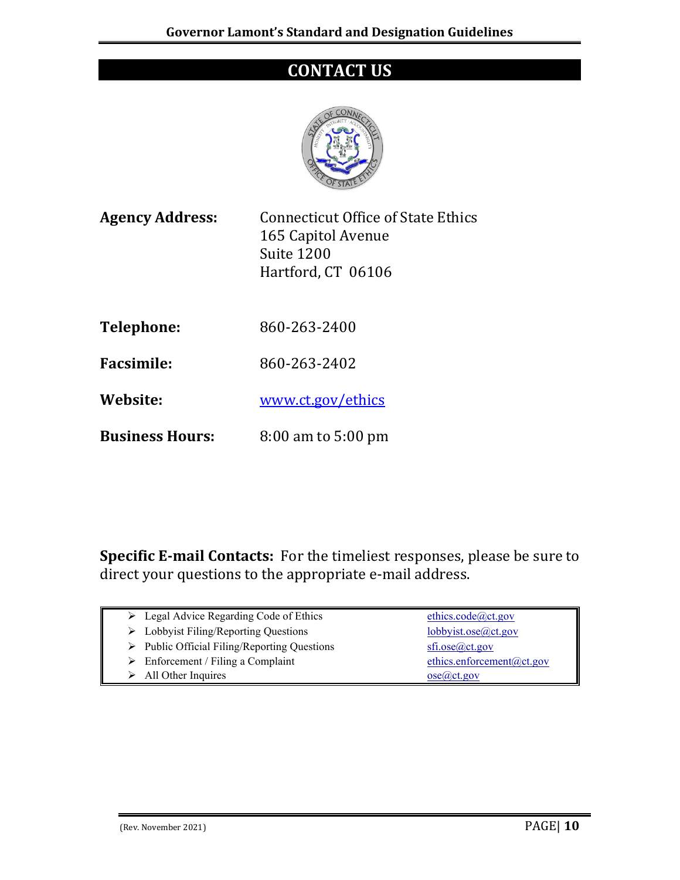# CONTACT US

**Agency Address:** Connecticut Office of State Ethics
165 Capitol Avenue
Suite 1200
Hartford, CT 06106

**Telephone:** 860-263-2400

**Facsimile:** 860-263-2402

**Website:** [www.ct.gov/ethics](www.ct.gov/ethics)

**Business Hours:** 8:00 am to 5:00 pm

**Specific E-mail Contacts:** For the timeliest responses, please be sure to direct your questions to the appropriate e-mail address.

| | |
|---|---|
| ➢ Legal Advice Regarding Code of Ethics | ethics.code@ct.gov |
| ➢ Lobbyist Filing/Reporting Questions | lobbyist.ose@ct.gov |
| ➢ Public Official Filing/Reporting Questions | sfi.ose@ct.gov |
| ➢ Enforcement / Filing a Complaint | ethics.enforcement@ct.gov |
| ➢ All Other Inquires | ose@ct.gov |

(Rev. November 2021)